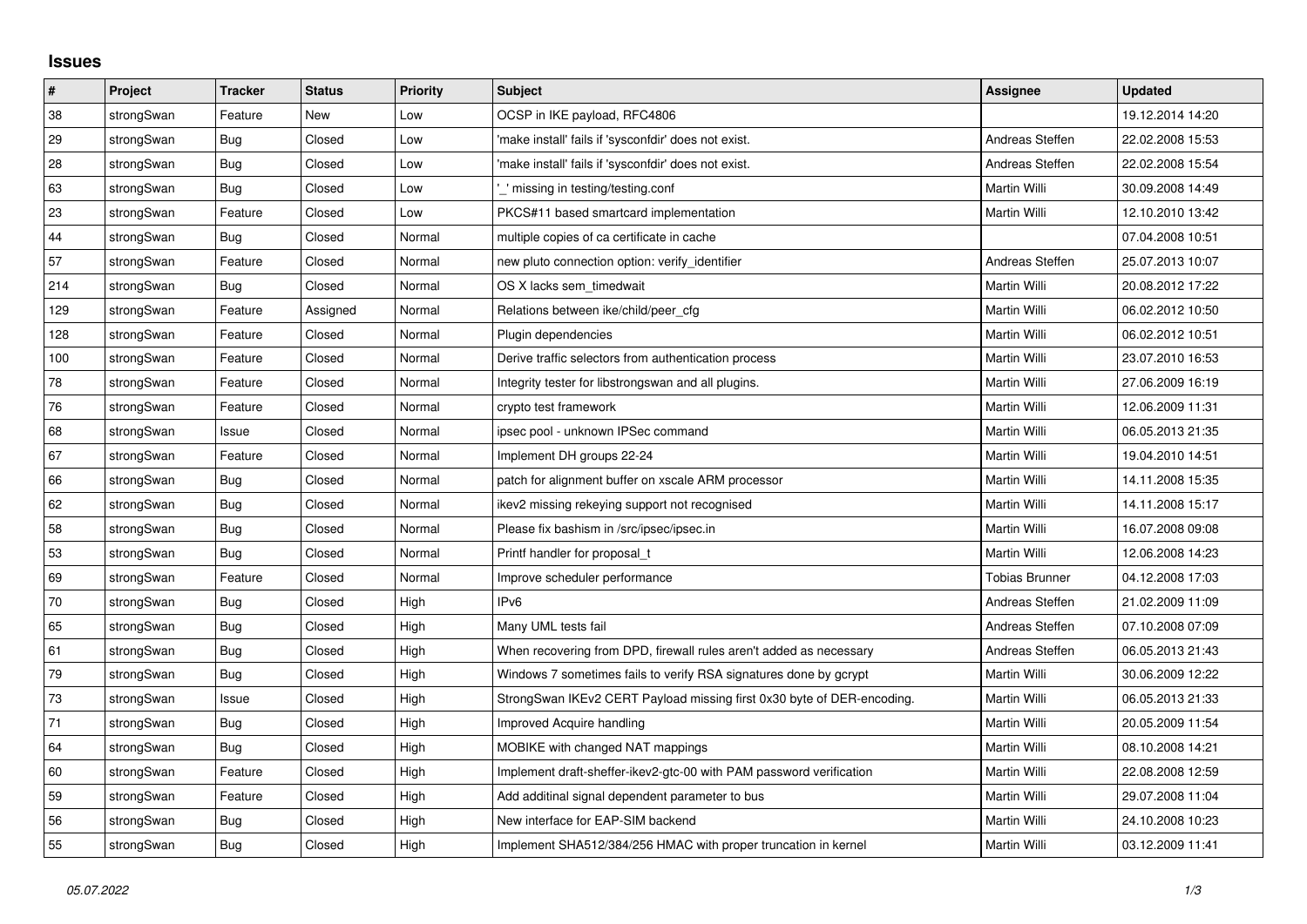## Issues

| # | Project | Tracker | Status | Priority | Subject | Assignee | Updated |
|---|---|---|---|---|---|---|---|
| 38 | strongSwan | Feature | New | Low | OCSP in IKE payload, RFC4806 | | 19.12.2014 14:20 |
| 29 | strongSwan | Bug | Closed | Low | 'make install' fails if 'sysconfdir' does not exist. | Andreas Steffen | 22.02.2008 15:53 |
| 28 | strongSwan | Bug | Closed | Low | 'make install' fails if 'sysconfdir' does not exist. | Andreas Steffen | 22.02.2008 15:54 |
| 63 | strongSwan | Bug | Closed | Low | '_' missing in testing/testing.conf | Martin Willi | 30.09.2008 14:49 |
| 23 | strongSwan | Feature | Closed | Low | PKCS#11 based smartcard implementation | Martin Willi | 12.10.2010 13:42 |
| 44 | strongSwan | Bug | Closed | Normal | multiple copies of ca certificate in cache | | 07.04.2008 10:51 |
| 57 | strongSwan | Feature | Closed | Normal | new pluto connection option: verify_identifier | Andreas Steffen | 25.07.2013 10:07 |
| 214 | strongSwan | Bug | Closed | Normal | OS X lacks sem_timedwait | Martin Willi | 20.08.2012 17:22 |
| 129 | strongSwan | Feature | Assigned | Normal | Relations between ike/child/peer_cfg | Martin Willi | 06.02.2012 10:50 |
| 128 | strongSwan | Feature | Closed | Normal | Plugin dependencies | Martin Willi | 06.02.2012 10:51 |
| 100 | strongSwan | Feature | Closed | Normal | Derive traffic selectors from authentication process | Martin Willi | 23.07.2010 16:53 |
| 78 | strongSwan | Feature | Closed | Normal | Integrity tester for libstrongswan and all plugins. | Martin Willi | 27.06.2009 16:19 |
| 76 | strongSwan | Feature | Closed | Normal | crypto test framework | Martin Willi | 12.06.2009 11:31 |
| 68 | strongSwan | Issue | Closed | Normal | ipsec pool - unknown IPSec command | Martin Willi | 06.05.2013 21:35 |
| 67 | strongSwan | Feature | Closed | Normal | Implement DH groups 22-24 | Martin Willi | 19.04.2010 14:51 |
| 66 | strongSwan | Bug | Closed | Normal | patch for alignment buffer on xscale ARM processor | Martin Willi | 14.11.2008 15:35 |
| 62 | strongSwan | Bug | Closed | Normal | ikev2 missing rekeying support not recognised | Martin Willi | 14.11.2008 15:17 |
| 58 | strongSwan | Bug | Closed | Normal | Please fix bashism in /src/ipsec/ipsec.in | Martin Willi | 16.07.2008 09:08 |
| 53 | strongSwan | Bug | Closed | Normal | Printf handler for proposal_t | Martin Willi | 12.06.2008 14:23 |
| 69 | strongSwan | Feature | Closed | Normal | Improve scheduler performance | Tobias Brunner | 04.12.2008 17:03 |
| 70 | strongSwan | Bug | Closed | High | IPv6 | Andreas Steffen | 21.02.2009 11:09 |
| 65 | strongSwan | Bug | Closed | High | Many UML tests fail | Andreas Steffen | 07.10.2008 07:09 |
| 61 | strongSwan | Bug | Closed | High | When recovering from DPD, firewall rules aren't added as necessary | Andreas Steffen | 06.05.2013 21:43 |
| 79 | strongSwan | Bug | Closed | High | Windows 7 sometimes fails to verify RSA signatures done by gcrypt | Martin Willi | 30.06.2009 12:22 |
| 73 | strongSwan | Issue | Closed | High | StrongSwan IKEv2 CERT Payload missing first 0x30 byte of DER-encoding. | Martin Willi | 06.05.2013 21:33 |
| 71 | strongSwan | Bug | Closed | High | Improved Acquire handling | Martin Willi | 20.05.2009 11:54 |
| 64 | strongSwan | Bug | Closed | High | MOBIKE with changed NAT mappings | Martin Willi | 08.10.2008 14:21 |
| 60 | strongSwan | Feature | Closed | High | Implement draft-sheffer-ikev2-gtc-00 with PAM password verification | Martin Willi | 22.08.2008 12:59 |
| 59 | strongSwan | Feature | Closed | High | Add additinal signal dependent parameter to bus | Martin Willi | 29.07.2008 11:04 |
| 56 | strongSwan | Bug | Closed | High | New interface for EAP-SIM backend | Martin Willi | 24.10.2008 10:23 |
| 55 | strongSwan | Bug | Closed | High | Implement SHA512/384/256 HMAC with proper truncation in kernel | Martin Willi | 03.12.2009 11:41 |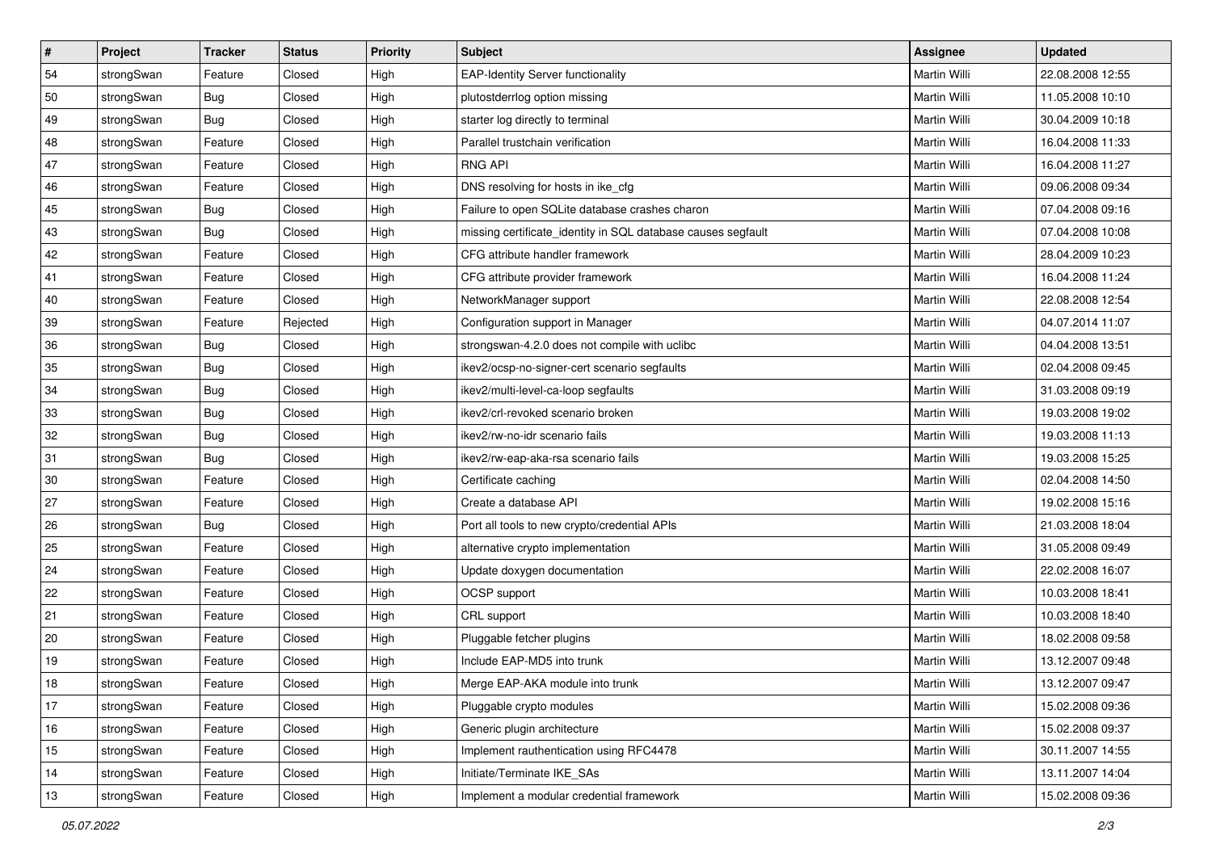| # | Project | Tracker | Status | Priority | Subject | Assignee | Updated |
|---|---|---|---|---|---|---|---|
| 54 | strongSwan | Feature | Closed | High | EAP-Identity Server functionality | Martin Willi | 22.08.2008 12:55 |
| 50 | strongSwan | Bug | Closed | High | plutostderrlog option missing | Martin Willi | 11.05.2008 10:10 |
| 49 | strongSwan | Bug | Closed | High | starter log directly to terminal | Martin Willi | 30.04.2009 10:18 |
| 48 | strongSwan | Feature | Closed | High | Parallel trustchain verification | Martin Willi | 16.04.2008 11:33 |
| 47 | strongSwan | Feature | Closed | High | RNG API | Martin Willi | 16.04.2008 11:27 |
| 46 | strongSwan | Feature | Closed | High | DNS resolving for hosts in ike_cfg | Martin Willi | 09.06.2008 09:34 |
| 45 | strongSwan | Bug | Closed | High | Failure to open SQLite database crashes charon | Martin Willi | 07.04.2008 09:16 |
| 43 | strongSwan | Bug | Closed | High | missing certificate_identity in SQL database causes segfault | Martin Willi | 07.04.2008 10:08 |
| 42 | strongSwan | Feature | Closed | High | CFG attribute handler framework | Martin Willi | 28.04.2009 10:23 |
| 41 | strongSwan | Feature | Closed | High | CFG attribute provider framework | Martin Willi | 16.04.2008 11:24 |
| 40 | strongSwan | Feature | Closed | High | NetworkManager support | Martin Willi | 22.08.2008 12:54 |
| 39 | strongSwan | Feature | Rejected | High | Configuration support in Manager | Martin Willi | 04.07.2014 11:07 |
| 36 | strongSwan | Bug | Closed | High | strongswan-4.2.0 does not compile with uclibc | Martin Willi | 04.04.2008 13:51 |
| 35 | strongSwan | Bug | Closed | High | ikev2/ocsp-no-signer-cert scenario segfaults | Martin Willi | 02.04.2008 09:45 |
| 34 | strongSwan | Bug | Closed | High | ikev2/multi-level-ca-loop segfaults | Martin Willi | 31.03.2008 09:19 |
| 33 | strongSwan | Bug | Closed | High | ikev2/crl-revoked scenario broken | Martin Willi | 19.03.2008 19:02 |
| 32 | strongSwan | Bug | Closed | High | ikev2/rw-no-idr scenario fails | Martin Willi | 19.03.2008 11:13 |
| 31 | strongSwan | Bug | Closed | High | ikev2/rw-eap-aka-rsa scenario fails | Martin Willi | 19.03.2008 15:25 |
| 30 | strongSwan | Feature | Closed | High | Certificate caching | Martin Willi | 02.04.2008 14:50 |
| 27 | strongSwan | Feature | Closed | High | Create a database API | Martin Willi | 19.02.2008 15:16 |
| 26 | strongSwan | Bug | Closed | High | Port all tools to new crypto/credential APIs | Martin Willi | 21.03.2008 18:04 |
| 25 | strongSwan | Feature | Closed | High | alternative crypto implementation | Martin Willi | 31.05.2008 09:49 |
| 24 | strongSwan | Feature | Closed | High | Update doxygen documentation | Martin Willi | 22.02.2008 16:07 |
| 22 | strongSwan | Feature | Closed | High | OCSP support | Martin Willi | 10.03.2008 18:41 |
| 21 | strongSwan | Feature | Closed | High | CRL support | Martin Willi | 10.03.2008 18:40 |
| 20 | strongSwan | Feature | Closed | High | Pluggable fetcher plugins | Martin Willi | 18.02.2008 09:58 |
| 19 | strongSwan | Feature | Closed | High | Include EAP-MD5 into trunk | Martin Willi | 13.12.2007 09:48 |
| 18 | strongSwan | Feature | Closed | High | Merge EAP-AKA module into trunk | Martin Willi | 13.12.2007 09:47 |
| 17 | strongSwan | Feature | Closed | High | Pluggable crypto modules | Martin Willi | 15.02.2008 09:36 |
| 16 | strongSwan | Feature | Closed | High | Generic plugin architecture | Martin Willi | 15.02.2008 09:37 |
| 15 | strongSwan | Feature | Closed | High | Implement rauthentication using RFC4478 | Martin Willi | 30.11.2007 14:55 |
| 14 | strongSwan | Feature | Closed | High | Initiate/Terminate IKE_SAs | Martin Willi | 13.11.2007 14:04 |
| 13 | strongSwan | Feature | Closed | High | Implement a modular credential framework | Martin Willi | 15.02.2008 09:36 |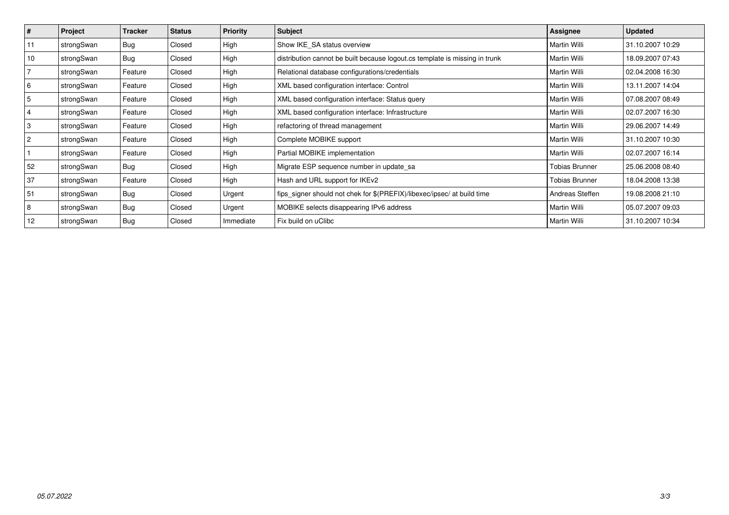| # | Project | Tracker | Status | Priority | Subject | Assignee | Updated |
|---|---|---|---|---|---|---|---|
| 11 | strongSwan | Bug | Closed | High | Show IKE_SA status overview | Martin Willi | 31.10.2007 10:29 |
| 10 | strongSwan | Bug | Closed | High | distribution cannot be built because logout.cs template is missing in trunk | Martin Willi | 18.09.2007 07:43 |
| 7 | strongSwan | Feature | Closed | High | Relational database configurations/credentials | Martin Willi | 02.04.2008 16:30 |
| 6 | strongSwan | Feature | Closed | High | XML based configuration interface: Control | Martin Willi | 13.11.2007 14:04 |
| 5 | strongSwan | Feature | Closed | High | XML based configuration interface: Status query | Martin Willi | 07.08.2007 08:49 |
| 4 | strongSwan | Feature | Closed | High | XML based configuration interface: Infrastructure | Martin Willi | 02.07.2007 16:30 |
| 3 | strongSwan | Feature | Closed | High | refactoring of thread management | Martin Willi | 29.06.2007 14:49 |
| 2 | strongSwan | Feature | Closed | High | Complete MOBIKE support | Martin Willi | 31.10.2007 10:30 |
| 1 | strongSwan | Feature | Closed | High | Partial MOBIKE implementation | Martin Willi | 02.07.2007 16:14 |
| 52 | strongSwan | Bug | Closed | High | Migrate ESP sequence number in update_sa | Tobias Brunner | 25.06.2008 08:40 |
| 37 | strongSwan | Feature | Closed | High | Hash and URL support for IKEv2 | Tobias Brunner | 18.04.2008 13:38 |
| 51 | strongSwan | Bug | Closed | Urgent | fips_signer should not chek for $(PREFIX)/libexec/ipsec/ at build time | Andreas Steffen | 19.08.2008 21:10 |
| 8 | strongSwan | Bug | Closed | Urgent | MOBIKE selects disappearing IPv6 address | Martin Willi | 05.07.2007 09:03 |
| 12 | strongSwan | Bug | Closed | Immediate | Fix build on uClibc | Martin Willi | 31.10.2007 10:34 |